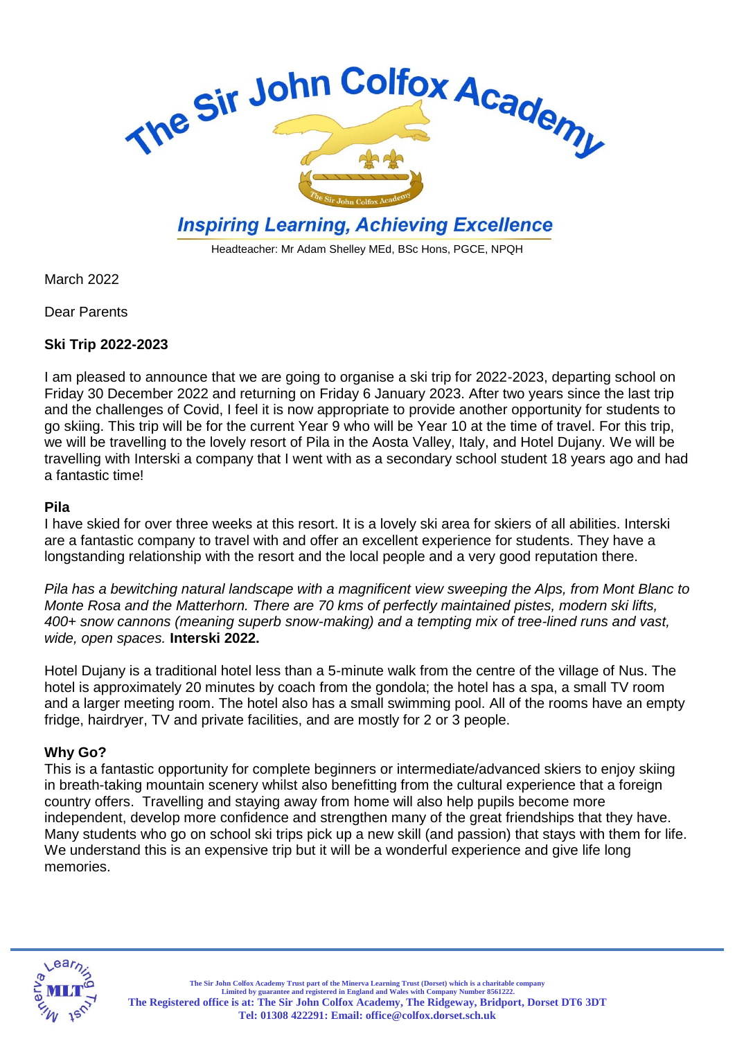# The Sir John Colfox Academy

*Inspiring Learning, Achieving Excellence*

Headteacher: Mr Adam Shelley MEd, BSc Hons, PGCE, NPQH

March 2022

Dear Parents

**Ski Trip 2022-2023**

I am pleased to announce that we are going to organise a ski trip for 2022-2023, departing school on Friday 30 December 2022 and returning on Friday 6 January 2023. After two years since the last trip and the challenges of Covid, I feel it is now appropriate to provide another opportunity for students to go skiing. This trip will be for the current Year 9 who will be Year 10 at the time of travel. For this trip, we will be travelling to the lovely resort of Pila in the Aosta Valley, Italy, and Hotel Dujany. We will be travelling with Interski a company that I went with as a secondary school student 18 years ago and had a fantastic time!

**Pila**

I have skied for over three weeks at this resort. It is a lovely ski area for skiers of all abilities. Interski are a fantastic company to travel with and offer an excellent experience for students. They have a longstanding relationship with the resort and the local people and a very good reputation there.

*Pila has a bewitching natural landscape with a magnificent view sweeping the Alps, from Mont Blanc to Monte Rosa and the Matterhorn. There are 70 kms of perfectly maintained pistes, modern ski lifts, 400+ snow cannons (meaning superb snow-making) and a tempting mix of tree-lined runs and vast, wide, open spaces.* **Interski 2022.**

Hotel Dujany is a traditional hotel less than a 5-minute walk from the centre of the village of Nus. The hotel is approximately 20 minutes by coach from the gondola; the hotel has a spa, a small TV room and a larger meeting room. The hotel also has a small swimming pool. All of the rooms have an empty fridge, hairdryer, TV and private facilities, and are mostly for 2 or 3 people.

**Why Go?**

This is a fantastic opportunity for complete beginners or intermediate/advanced skiers to enjoy skiing in breath-taking mountain scenery whilst also benefitting from the cultural experience that a foreign country offers. Travelling and staying away from home will also help pupils become more independent, develop more confidence and strengthen many of the great friendships that they have. Many students who go on school ski trips pick up a new skill (and passion) that stays with them for life. We understand this is an expensive trip but it will be a wonderful experience and give life long memories.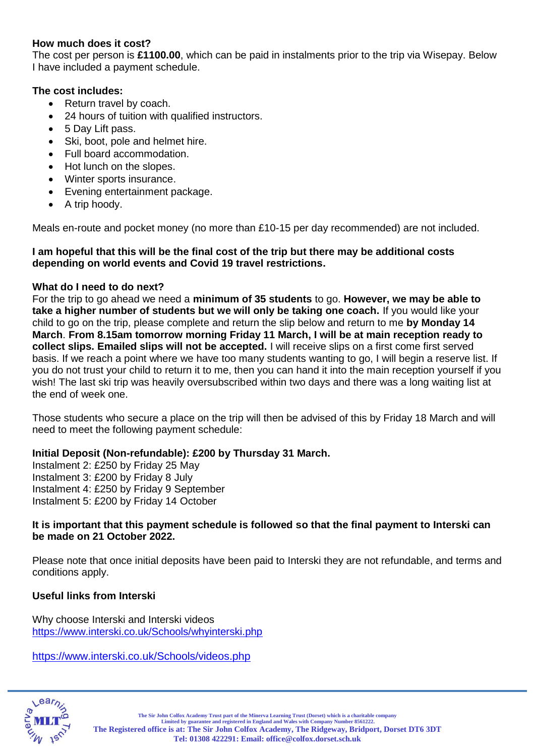**How much does it cost?**
The cost per person is **£1100.00**, which can be paid in instalments prior to the trip via Wisepay. Below I have included a payment schedule.

**The cost includes:**

- Return travel by coach.
- 24 hours of tuition with qualified instructors.
- 5 Day Lift pass.
- Ski, boot, pole and helmet hire.
- Full board accommodation.
- Hot lunch on the slopes.
- Winter sports insurance.
- Evening entertainment package.
- A trip hoody.

Meals en-route and pocket money (no more than £10-15 per day recommended) are not included.

**I am hopeful that this will be the final cost of the trip but there may be additional costs depending on world events and Covid 19 travel restrictions.**

**What do I need to do next?**
For the trip to go ahead we need a **minimum of 35 students** to go. **However, we may be able to take a higher number of students but we will only be taking one coach.** If you would like your child to go on the trip, please complete and return the slip below and return to me **by Monday 14 March**. **From 8.15am tomorrow morning Friday 11 March, I will be at main reception ready to collect slips. Emailed slips will not be accepted.** I will receive slips on a first come first served basis. If we reach a point where we have too many students wanting to go, I will begin a reserve list. If you do not trust your child to return it to me, then you can hand it into the main reception yourself if you wish! The last ski trip was heavily oversubscribed within two days and there was a long waiting list at the end of week one.

Those students who secure a place on the trip will then be advised of this by Friday 18 March and will need to meet the following payment schedule:

**Initial Deposit (Non-refundable): £200 by Thursday 31 March.**
Instalment 2: £250 by Friday 25 May
Instalment 3: £200 by Friday 8 July
Instalment 4: £250 by Friday 9 September
Instalment 5: £200 by Friday 14 October

**It is important that this payment schedule is followed so that the final payment to Interski can be made on 21 October 2022.**

Please note that once initial deposits have been paid to Interski they are not refundable, and terms and conditions apply.

**Useful links from Interski**

Why choose Interski and Interski videos
https://www.interski.co.uk/Schools/whyinterski.php

https://www.interski.co.uk/Schools/videos.php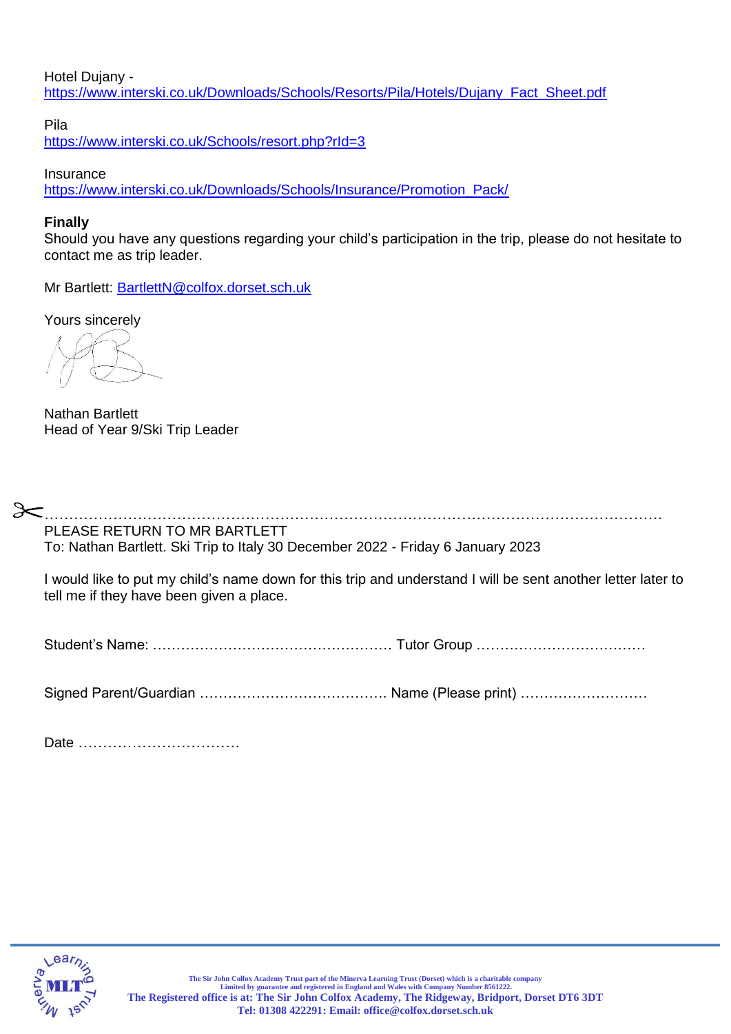Hotel Dujany -
https://www.interski.co.uk/Downloads/Schools/Resorts/Pila/Hotels/Dujany_Fact_Sheet.pdf

Pila
https://www.interski.co.uk/Schools/resort.php?rId=3

Insurance
https://www.interski.co.uk/Downloads/Schools/Insurance/Promotion_Pack/

**Finally**
Should you have any questions regarding your child's participation in the trip, please do not hesitate to contact me as trip leader.

Mr Bartlett: BartlettN@colfox.dorset.sch.uk

Yours sincerely

Nathan Bartlett
Head of Year 9/Ski Trip Leader

✂……………………………………………………………………………………………………………

PLEASE RETURN TO MR BARTLETT
To: Nathan Bartlett. Ski Trip to Italy 30 December 2022 - Friday 6 January 2023

I would like to put my child's name down for this trip and understand I will be sent another letter later to tell me if they have been given a place.

Student's Name: …………………………………………… Tutor Group ………………………………

Signed Parent/Guardian ………………………………… Name (Please print) ………………………

Date ……………………………